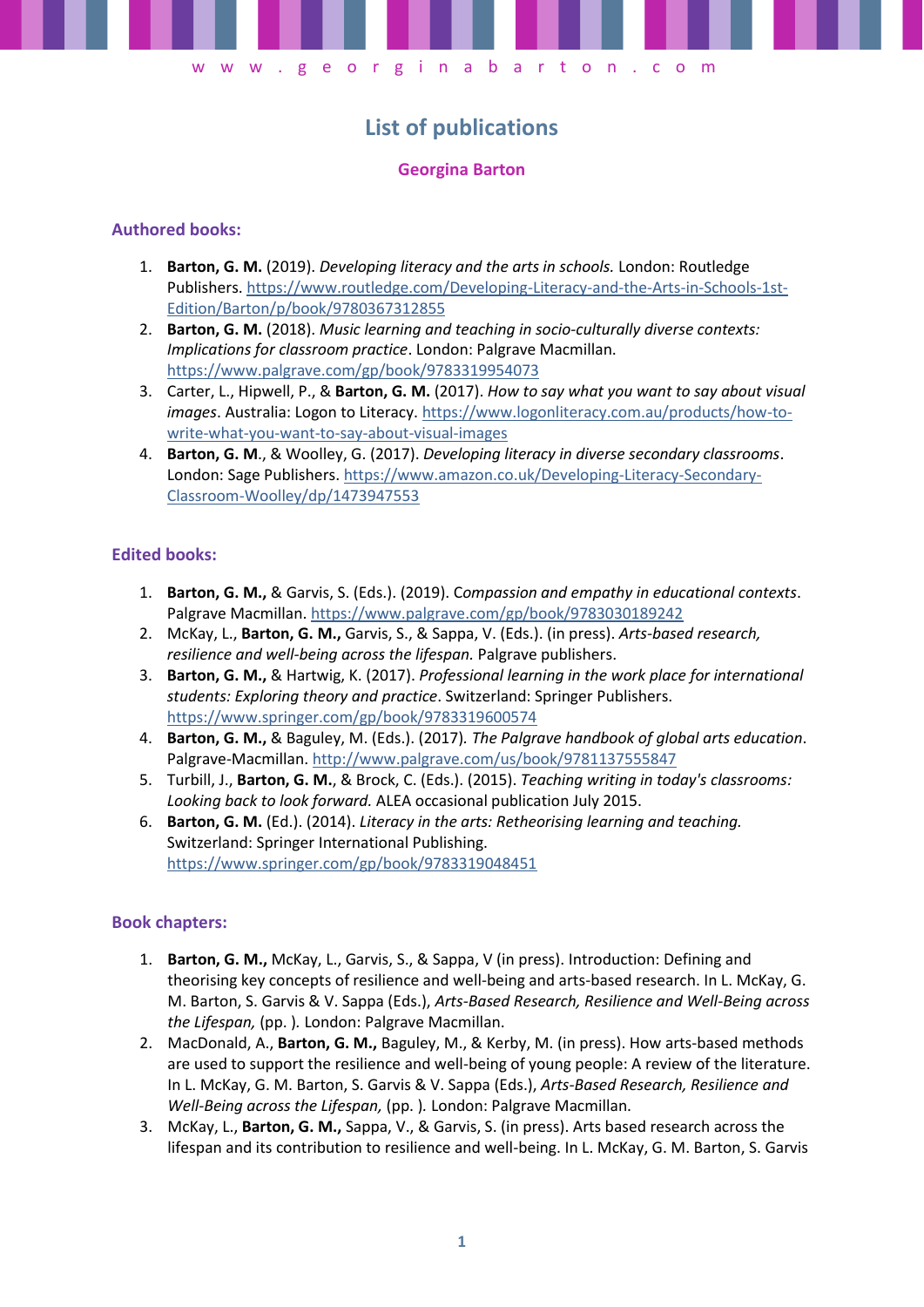# List of publications

## Georgina Barton

### Authored books:

1. **Barton, G. M.** (2019). *Developing literacy and the arts in schools.* London: Routledge Publishers. https://www.routledge.com/Developing-Literacy-and-the-Arts-in-Schools-1st-Edition/Barton/p/book/9780367312855
2. **Barton, G. M.** (2018). *Music learning and teaching in socio-culturally diverse contexts: Implications for classroom practice*. London: Palgrave Macmillan. https://www.palgrave.com/gp/book/9783319954073
3. Carter, L., Hipwell, P., & **Barton, G. M.** (2017). *How to say what you want to say about visual images*. Australia: Logon to Literacy. https://www.logonliteracy.com.au/products/how-to-write-what-you-want-to-say-about-visual-images
4. **Barton, G. M**., & Woolley, G. (2017). *Developing literacy in diverse secondary classrooms*. London: Sage Publishers. https://www.amazon.co.uk/Developing-Literacy-Secondary-Classroom-Woolley/dp/1473947553

### Edited books:

1. **Barton, G. M.,** & Garvis, S. (Eds.). (2019). C*ompassion and empathy in educational contexts*. Palgrave Macmillan. https://www.palgrave.com/gp/book/9783030189242
2. McKay, L., **Barton, G. M.,** Garvis, S., & Sappa, V. (Eds.). (in press). *Arts-based research, resilience and well-being across the lifespan.* Palgrave publishers.
3. **Barton, G. M.,** & Hartwig, K. (2017). *Professional learning in the work place for international students: Exploring theory and practice*. Switzerland: Springer Publishers. https://www.springer.com/gp/book/9783319600574
4. **Barton, G. M.,** & Baguley, M. (Eds.). (2017). *The Palgrave handbook of global arts education*. Palgrave-Macmillan. http://www.palgrave.com/us/book/9781137555847
5. Turbill, J., **Barton, G. M.,** & Brock, C. (Eds.). (2015). *Teaching writing in today's classrooms: Looking back to look forward.* ALEA occasional publication July 2015.
6. **Barton, G. M.** (Ed.). (2014). *Literacy in the arts: Retheorising learning and teaching.* Switzerland: Springer International Publishing. https://www.springer.com/gp/book/9783319048451

### Book chapters:

1. **Barton, G. M.,** McKay, L., Garvis, S., & Sappa, V (in press). Introduction: Defining and theorising key concepts of resilience and well-being and arts-based research. In L. McKay, G. M. Barton, S. Garvis & V. Sappa (Eds.), *Arts-Based Research, Resilience and Well-Being across the Lifespan,* (pp. ). London: Palgrave Macmillan.
2. MacDonald, A., **Barton, G. M.,** Baguley, M., & Kerby, M. (in press). How arts-based methods are used to support the resilience and well-being of young people: A review of the literature. In L. McKay, G. M. Barton, S. Garvis & V. Sappa (Eds.), *Arts-Based Research, Resilience and Well-Being across the Lifespan,* (pp. ). London: Palgrave Macmillan.
3. McKay, L., **Barton, G. M.,** Sappa, V., & Garvis, S. (in press). Arts based research across the lifespan and its contribution to resilience and well-being. In L. McKay, G. M. Barton, S. Garvis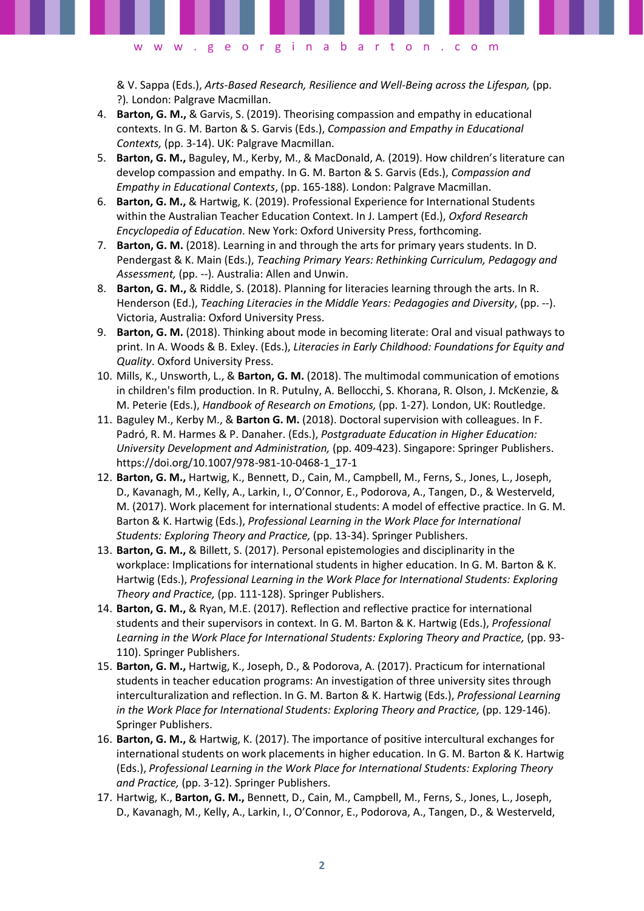& V. Sappa (Eds.), *Arts-Based Research, Resilience and Well-Being across the Lifespan,* (pp. ?). London: Palgrave Macmillan.

4. **Barton, G. M.,** & Garvis, S. (2019). Theorising compassion and empathy in educational contexts. In G. M. Barton & S. Garvis (Eds.), *Compassion and Empathy in Educational Contexts,* (pp. 3-14). UK: Palgrave Macmillan.
5. **Barton, G. M.,** Baguley, M., Kerby, M., & MacDonald, A. (2019). How children's literature can develop compassion and empathy. In G. M. Barton & S. Garvis (Eds.), *Compassion and Empathy in Educational Contexts*, (pp. 165-188). London: Palgrave Macmillan.
6. **Barton, G. M.,** & Hartwig, K. (2019). Professional Experience for International Students within the Australian Teacher Education Context. In J. Lampert (Ed.), *Oxford Research Encyclopedia of Education*. New York: Oxford University Press, forthcoming.
7. **Barton, G. M.** (2018). Learning in and through the arts for primary years students. In D. Pendergast & K. Main (Eds.), *Teaching Primary Years: Rethinking Curriculum, Pedagogy and Assessment,* (pp. --). Australia: Allen and Unwin.
8. **Barton, G. M.,** & Riddle, S. (2018). Planning for literacies learning through the arts. In R. Henderson (Ed.), *Teaching Literacies in the Middle Years: Pedagogies and Diversity*, (pp. --). Victoria, Australia: Oxford University Press.
9. **Barton, G. M.** (2018). Thinking about mode in becoming literate: Oral and visual pathways to print. In A. Woods & B. Exley. (Eds.), *Literacies in Early Childhood: Foundations for Equity and Quality*. Oxford University Press.
10. Mills, K., Unsworth, L., & **Barton, G. M.** (2018). The multimodal communication of emotions in children's film production. In R. Putulny, A. Bellocchi, S. Khorana, R. Olson, J. McKenzie, & M. Peterie (Eds.), *Handbook of Research on Emotions,* (pp. 1-27). London, UK: Routledge.
11. Baguley M., Kerby M., & **Barton G. M.** (2018). Doctoral supervision with colleagues. In F. Padró, R. M. Harmes & P. Danaher. (Eds.), *Postgraduate Education in Higher Education: University Development and Administration,* (pp. 409-423). Singapore: Springer Publishers. https://doi.org/10.1007/978-981-10-0468-1_17-1
12. **Barton, G. M.,** Hartwig, K., Bennett, D., Cain, M., Campbell, M., Ferns, S., Jones, L., Joseph, D., Kavanagh, M., Kelly, A., Larkin, I., O'Connor, E., Podorova, A., Tangen, D., & Westerveld, M. (2017). Work placement for international students: A model of effective practice. In G. M. Barton & K. Hartwig (Eds.), *Professional Learning in the Work Place for International Students: Exploring Theory and Practice,* (pp. 13-34). Springer Publishers.
13. **Barton, G. M.,** & Billett, S. (2017). Personal epistemologies and disciplinarity in the workplace: Implications for international students in higher education. In G. M. Barton & K. Hartwig (Eds.), *Professional Learning in the Work Place for International Students: Exploring Theory and Practice,* (pp. 111-128). Springer Publishers.
14. **Barton, G. M.,** & Ryan, M.E. (2017). Reflection and reflective practice for international students and their supervisors in context. In G. M. Barton & K. Hartwig (Eds.), *Professional Learning in the Work Place for International Students: Exploring Theory and Practice,* (pp. 93-110). Springer Publishers.
15. **Barton, G. M.,** Hartwig, K., Joseph, D., & Podorova, A. (2017). Practicum for international students in teacher education programs: An investigation of three university sites through interculturalization and reflection. In G. M. Barton & K. Hartwig (Eds.), *Professional Learning in the Work Place for International Students: Exploring Theory and Practice,* (pp. 129-146). Springer Publishers.
16. **Barton, G. M.,** & Hartwig, K. (2017). The importance of positive intercultural exchanges for international students on work placements in higher education. In G. M. Barton & K. Hartwig (Eds.), *Professional Learning in the Work Place for International Students: Exploring Theory and Practice,* (pp. 3-12). Springer Publishers.
17. Hartwig, K., **Barton, G. M.,** Bennett, D., Cain, M., Campbell, M., Ferns, S., Jones, L., Joseph, D., Kavanagh, M., Kelly, A., Larkin, I., O'Connor, E., Podorova, A., Tangen, D., & Westerveld,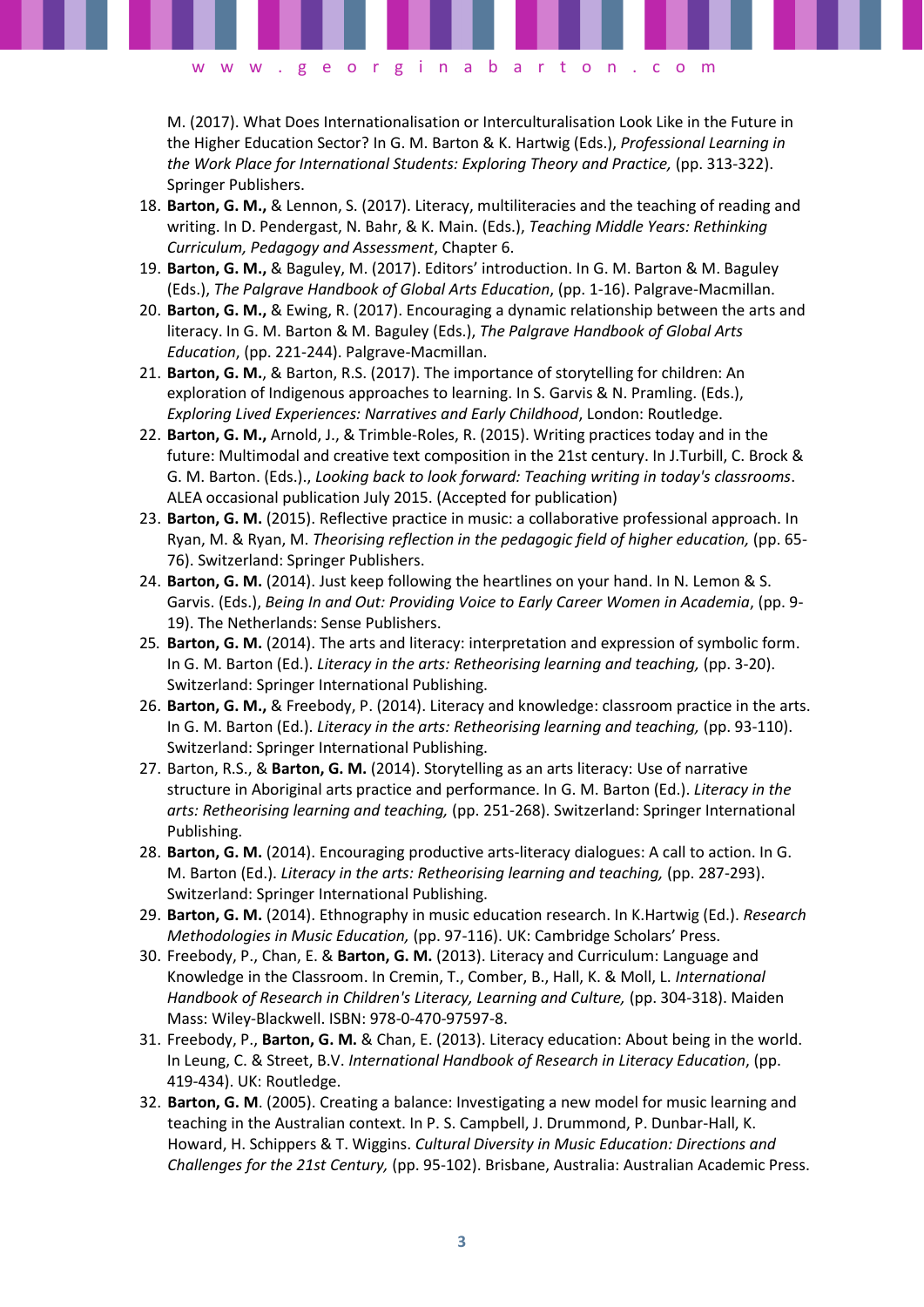M. (2017). What Does Internationalisation or Interculturalisation Look Like in the Future in the Higher Education Sector? In G. M. Barton & K. Hartwig (Eds.), *Professional Learning in the Work Place for International Students: Exploring Theory and Practice,* (pp. 313-322). Springer Publishers.

18. **Barton, G. M.,** & Lennon, S. (2017). Literacy, multiliteracies and the teaching of reading and writing. In D. Pendergast, N. Bahr, & K. Main. (Eds.), *Teaching Middle Years: Rethinking Curriculum, Pedagogy and Assessment*, Chapter 6.
19. **Barton, G. M.,** & Baguley, M. (2017). Editors' introduction. In G. M. Barton & M. Baguley (Eds.), *The Palgrave Handbook of Global Arts Education*, (pp. 1-16). Palgrave-Macmillan.
20. **Barton, G. M.,** & Ewing, R. (2017). Encouraging a dynamic relationship between the arts and literacy. In G. M. Barton & M. Baguley (Eds.), *The Palgrave Handbook of Global Arts Education*, (pp. 221-244). Palgrave-Macmillan.
21. **Barton, G. M.**, & Barton, R.S. (2017). The importance of storytelling for children: An exploration of Indigenous approaches to learning. In S. Garvis & N. Pramling. (Eds.), *Exploring Lived Experiences: Narratives and Early Childhood*, London: Routledge.
22. **Barton, G. M.,** Arnold, J., & Trimble-Roles, R. (2015). Writing practices today and in the future: Multimodal and creative text composition in the 21st century. In J.Turbill, C. Brock & G. M. Barton. (Eds.)., *Looking back to look forward: Teaching writing in today's classrooms*. ALEA occasional publication July 2015. (Accepted for publication)
23. **Barton, G. M.** (2015). Reflective practice in music: a collaborative professional approach. In Ryan, M. & Ryan, M. *Theorising reflection in the pedagogic field of higher education,* (pp. 65-76). Switzerland: Springer Publishers.
24. **Barton, G. M.** (2014). Just keep following the heartlines on your hand. In N. Lemon & S. Garvis. (Eds.), *Being In and Out: Providing Voice to Early Career Women in Academia*, (pp. 9-19). The Netherlands: Sense Publishers.
25. **Barton, G. M.** (2014). The arts and literacy: interpretation and expression of symbolic form. In G. M. Barton (Ed.). *Literacy in the arts: Retheorising learning and teaching,* (pp. 3-20). Switzerland: Springer International Publishing.
26. **Barton, G. M.,** & Freebody, P. (2014). Literacy and knowledge: classroom practice in the arts. In G. M. Barton (Ed.). *Literacy in the arts: Retheorising learning and teaching,* (pp. 93-110). Switzerland: Springer International Publishing.
27. Barton, R.S., & **Barton, G. M.** (2014). Storytelling as an arts literacy: Use of narrative structure in Aboriginal arts practice and performance. In G. M. Barton (Ed.). *Literacy in the arts: Retheorising learning and teaching,* (pp. 251-268). Switzerland: Springer International Publishing.
28. **Barton, G. M.** (2014). Encouraging productive arts-literacy dialogues: A call to action. In G. M. Barton (Ed.). *Literacy in the arts: Retheorising learning and teaching,* (pp. 287-293). Switzerland: Springer International Publishing.
29. **Barton, G. M.** (2014). Ethnography in music education research. In K.Hartwig (Ed.). *Research Methodologies in Music Education,* (pp. 97-116). UK: Cambridge Scholars' Press.
30. Freebody, P., Chan, E. & **Barton, G. M.** (2013). Literacy and Curriculum: Language and Knowledge in the Classroom. In Cremin, T., Comber, B., Hall, K. & Moll, L. *International Handbook of Research in Children's Literacy, Learning and Culture,* (pp. 304-318). Maiden Mass: Wiley-Blackwell. ISBN: 978-0-470-97597-8.
31. Freebody, P., **Barton, G. M.** & Chan, E. (2013). Literacy education: About being in the world. In Leung, C. & Street, B.V. *International Handbook of Research in Literacy Education*, (pp. 419-434). UK: Routledge.
32. **Barton, G. M**. (2005). Creating a balance: Investigating a new model for music learning and teaching in the Australian context. In P. S. Campbell, J. Drummond, P. Dunbar-Hall, K. Howard, H. Schippers & T. Wiggins. *Cultural Diversity in Music Education: Directions and Challenges for the 21st Century,* (pp. 95-102). Brisbane, Australia: Australian Academic Press.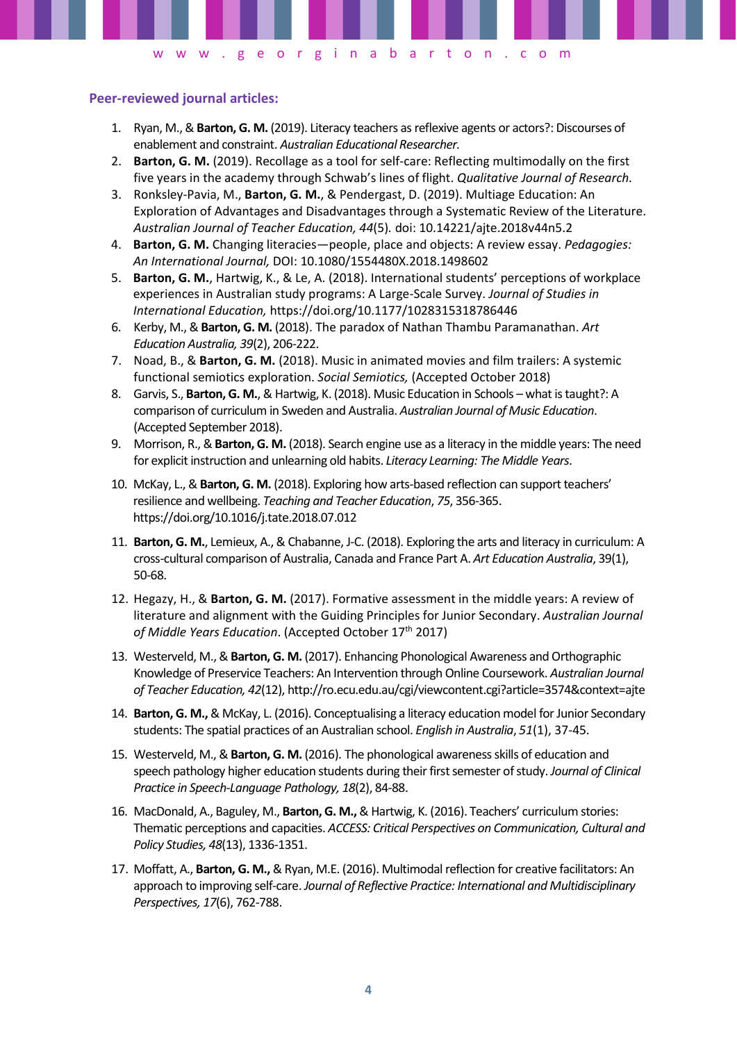### Peer-reviewed journal articles:

1. Ryan, M., & **Barton, G. M.** (2019). Literacy teachers as reflexive agents or actors?: Discourses of enablement and constraint. *Australian Educational Researcher.*
2. **Barton, G. M.** (2019). Recollage as a tool for self-care: Reflecting multimodally on the first five years in the academy through Schwab's lines of flight. *Qualitative Journal of Research.*
3. Ronksley-Pavia, M., **Barton, G. M.**, & Pendergast, D. (2019). Multiage Education: An Exploration of Advantages and Disadvantages through a Systematic Review of the Literature. *Australian Journal of Teacher Education, 44*(5). doi: 10.14221/ajte.2018v44n5.2
4. **Barton, G. M.** Changing literacies—people, place and objects: A review essay. *Pedagogies: An International Journal,* DOI: 10.1080/1554480X.2018.1498602
5. **Barton, G. M.**, Hartwig, K., & Le, A. (2018). International students' perceptions of workplace experiences in Australian study programs: A Large-Scale Survey. *Journal of Studies in International Education,* https://doi.org/10.1177/1028315318786446
6. Kerby, M., & **Barton, G. M.** (2018). The paradox of Nathan Thambu Paramanathan. *Art Education Australia, 39*(2), 206-222.
7. Noad, B., & **Barton, G. M.** (2018). Music in animated movies and film trailers: A systemic functional semiotics exploration. *Social Semiotics,* (Accepted October 2018)
8. Garvis, S., **Barton, G. M.**, & Hartwig, K. (2018). Music Education in Schools – what is taught?: A comparison of curriculum in Sweden and Australia. *Australian Journal of Music Education*. (Accepted September 2018).
9. Morrison, R., & **Barton, G. M.** (2018). Search engine use as a literacy in the middle years: The need for explicit instruction and unlearning old habits. *Literacy Learning: The Middle Years*.
10. McKay, L., & **Barton, G. M.** (2018). Exploring how arts-based reflection can support teachers' resilience and wellbeing. *Teaching and Teacher Education*, *75*, 356-365. https://doi.org/10.1016/j.tate.2018.07.012
11. **Barton, G. M.**, Lemieux, A., & Chabanne, J-C. (2018). Exploring the arts and literacy in curriculum: A cross-cultural comparison of Australia, Canada and France Part A. *Art Education Australia*, 39(1), 50-68.
12. Hegazy, H., & **Barton, G. M.** (2017). Formative assessment in the middle years: A review of literature and alignment with the Guiding Principles for Junior Secondary. *Australian Journal of Middle Years Education*. (Accepted October 17th 2017)
13. Westerveld, M., & **Barton, G. M.** (2017). Enhancing Phonological Awareness and Orthographic Knowledge of Preservice Teachers: An Intervention through Online Coursework. *Australian Journal of Teacher Education, 42*(12), http://ro.ecu.edu.au/cgi/viewcontent.cgi?article=3574&context=ajte
14. **Barton, G. M.,** & McKay, L. (2016). Conceptualising a literacy education model for Junior Secondary students: The spatial practices of an Australian school. *English in Australia*, *51*(1), 37-45.
15. Westerveld, M., & **Barton, G. M.** (2016). The phonological awareness skills of education and speech pathology higher education students during their first semester of study. *Journal of Clinical Practice in Speech-Language Pathology, 18*(2), 84-88.
16. MacDonald, A., Baguley, M., **Barton, G. M.,** & Hartwig, K. (2016). Teachers' curriculum stories: Thematic perceptions and capacities. *ACCESS: Critical Perspectives on Communication, Cultural and Policy Studies, 48*(13), 1336-1351.
17. Moffatt, A., **Barton, G. M.,** & Ryan, M.E. (2016). Multimodal reflection for creative facilitators: An approach to improving self-care. *Journal of Reflective Practice: International and Multidisciplinary Perspectives, 17*(6), 762-788.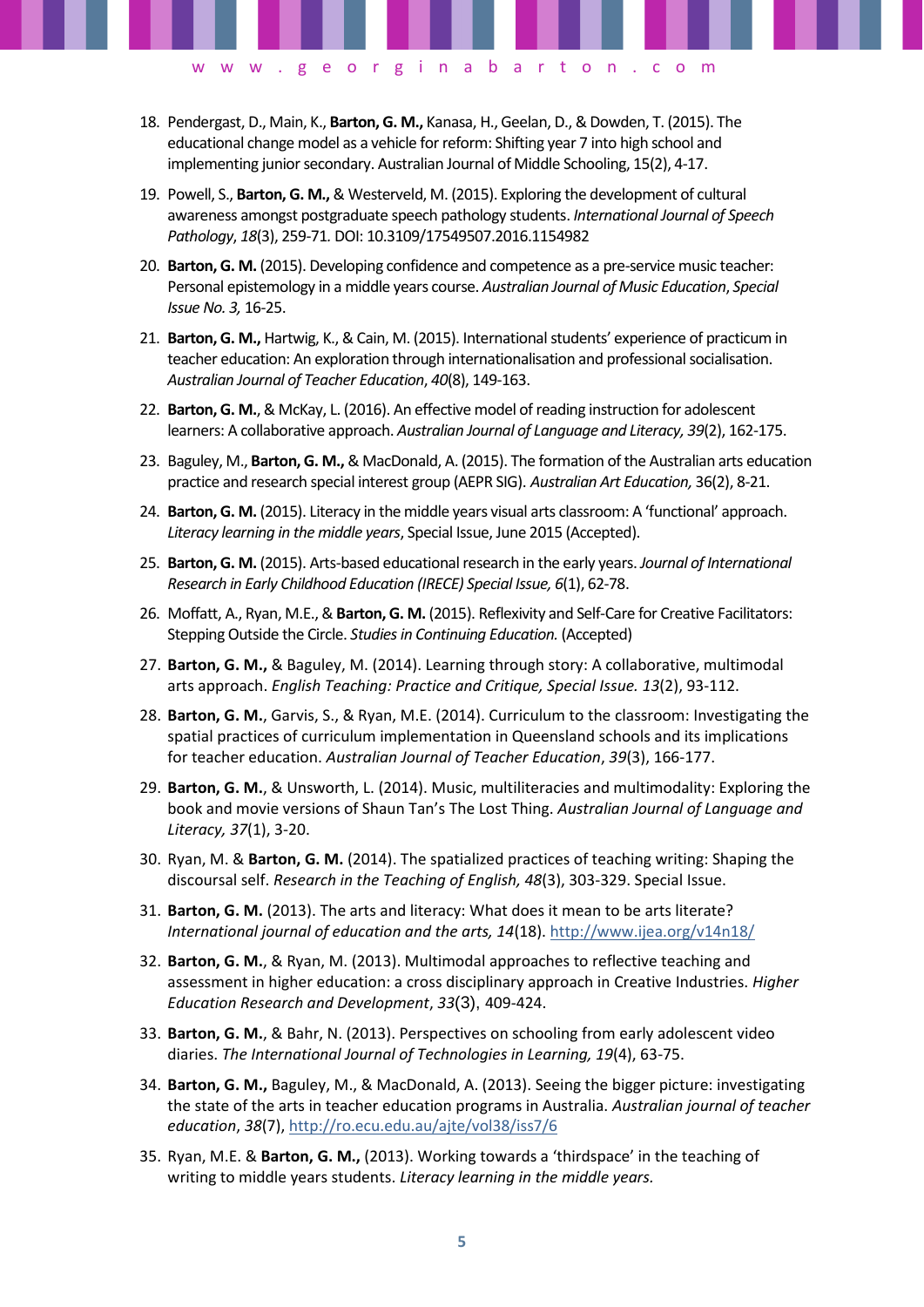18. Pendergast, D., Main, K., **Barton, G. M.,** Kanasa, H., Geelan, D., & Dowden, T. (2015). The educational change model as a vehicle for reform: Shifting year 7 into high school and implementing junior secondary. Australian Journal of Middle Schooling, 15(2), 4-17.

19. Powell, S., **Barton, G. M.,** & Westerveld, M. (2015). Exploring the development of cultural awareness amongst postgraduate speech pathology students. *International Journal of Speech Pathology*, *18*(3), 259-71. DOI: 10.3109/17549507.2016.1154982

20. **Barton, G. M.** (2015). Developing confidence and competence as a pre-service music teacher: Personal epistemology in a middle years course. *Australian Journal of Music Education*, *Special Issue No. 3,* 16-25.

21. **Barton, G. M.,** Hartwig, K., & Cain, M. (2015). International students' experience of practicum in teacher education: An exploration through internationalisation and professional socialisation. *Australian Journal of Teacher Education*, *40*(8), 149-163.

22. **Barton, G. M.**, & McKay, L. (2016). An effective model of reading instruction for adolescent learners: A collaborative approach. *Australian Journal of Language and Literacy, 39*(2), 162-175.

23. Baguley, M., **Barton, G. M.,** & MacDonald, A. (2015). The formation of the Australian arts education practice and research special interest group (AEPR SIG). *Australian Art Education,* 36(2), 8-21.

24. **Barton, G. M.** (2015). Literacy in the middle years visual arts classroom: A 'functional' approach. *Literacy learning in the middle years*, Special Issue, June 2015 (Accepted).

25. **Barton, G. M.** (2015). Arts-based educational research in the early years. *Journal of International Research in Early Childhood Education (IRECE) Special Issue, 6*(1), 62-78.

26. Moffatt, A., Ryan, M.E., & **Barton, G. M.** (2015). Reflexivity and Self-Care for Creative Facilitators: Stepping Outside the Circle. *Studies in Continuing Education.* (Accepted)

27. **Barton, G. M.,** & Baguley, M. (2014). Learning through story: A collaborative, multimodal arts approach. *English Teaching: Practice and Critique, Special Issue. 13*(2), 93-112.

28. **Barton, G. M.**, Garvis, S., & Ryan, M.E. (2014). Curriculum to the classroom: Investigating the spatial practices of curriculum implementation in Queensland schools and its implications for teacher education. *Australian Journal of Teacher Education*, *39*(3), 166-177.

29. **Barton, G. M.**, & Unsworth, L. (2014). Music, multiliteracies and multimodality: Exploring the book and movie versions of Shaun Tan's The Lost Thing. *Australian Journal of Language and Literacy, 37*(1), 3-20.

30. Ryan, M. & **Barton, G. M.** (2014). The spatialized practices of teaching writing: Shaping the discoursal self. *Research in the Teaching of English, 48*(3), 303-329. Special Issue.

31. **Barton, G. M.** (2013). The arts and literacy: What does it mean to be arts literate? *International journal of education and the arts, 14*(18). http://www.ijea.org/v14n18/

32. **Barton, G. M.**, & Ryan, M. (2013). Multimodal approaches to reflective teaching and assessment in higher education: a cross disciplinary approach in Creative Industries. *Higher Education Research and Development*, *33*(3), 409-424.

33. **Barton, G. M.**, & Bahr, N. (2013). Perspectives on schooling from early adolescent video diaries. *The International Journal of Technologies in Learning, 19*(4), 63-75.

34. **Barton, G. M.,** Baguley, M., & MacDonald, A. (2013). Seeing the bigger picture: investigating the state of the arts in teacher education programs in Australia. *Australian journal of teacher education*, *38*(7), http://ro.ecu.edu.au/ajte/vol38/iss7/6

35. Ryan, M.E. & **Barton, G. M.,** (2013). Working towards a 'thirdspace' in the teaching of writing to middle years students. *Literacy learning in the middle years.*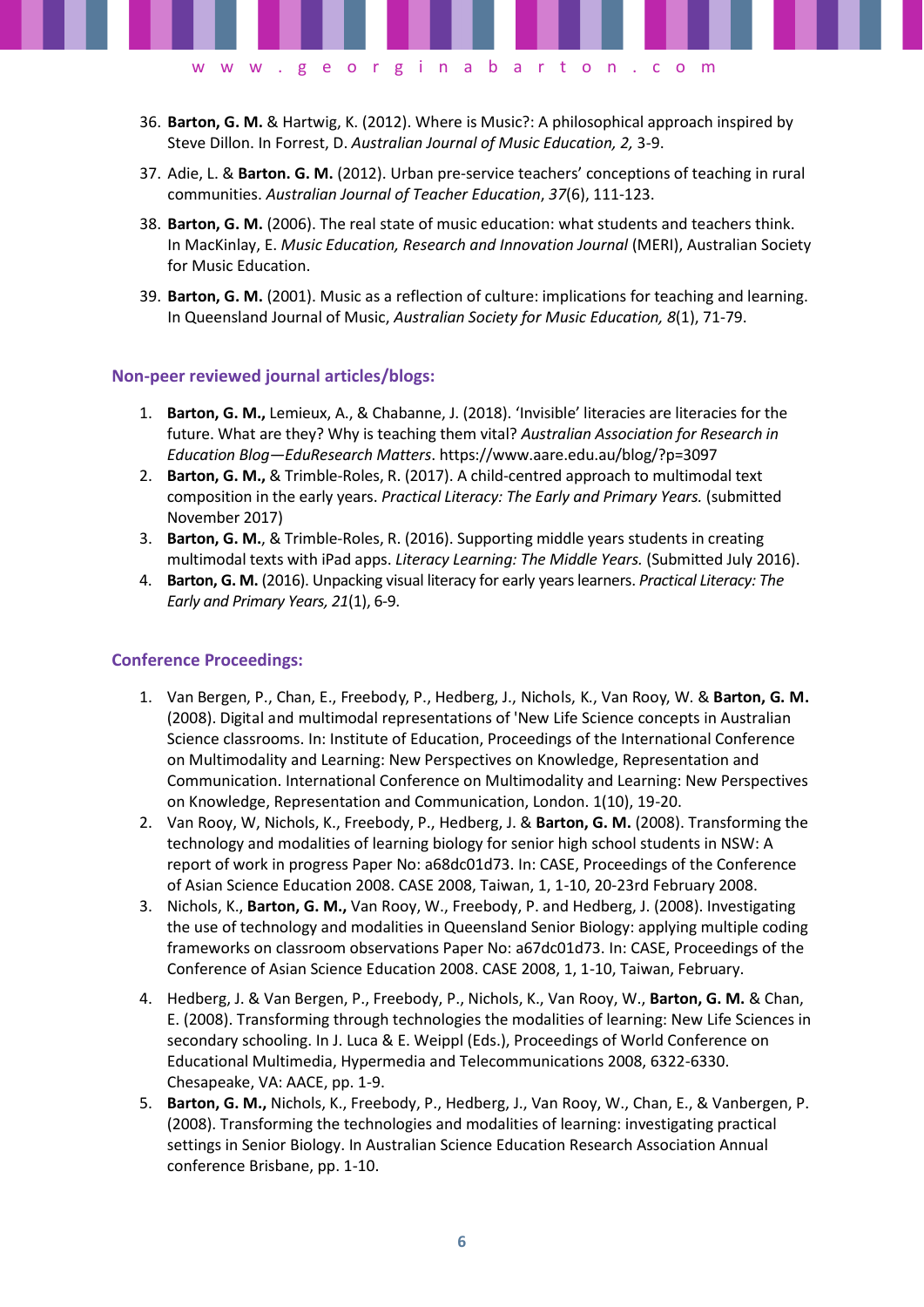36. **Barton, G. M.** & Hartwig, K. (2012). Where is Music?: A philosophical approach inspired by Steve Dillon. In Forrest, D. *Australian Journal of Music Education, 2,* 3-9.
37. Adie, L. & **Barton. G. M.** (2012). Urban pre-service teachers' conceptions of teaching in rural communities. *Australian Journal of Teacher Education*, *37*(6), 111-123.
38. **Barton, G. M.** (2006). The real state of music education: what students and teachers think. In MacKinlay, E. *Music Education, Research and Innovation Journal* (MERI), Australian Society for Music Education.
39. **Barton, G. M.** (2001). Music as a reflection of culture: implications for teaching and learning. In Queensland Journal of Music, *Australian Society for Music Education, 8*(1), 71-79.

### Non-peer reviewed journal articles/blogs:

1. **Barton, G. M.,** Lemieux, A., & Chabanne, J. (2018). 'Invisible' literacies are literacies for the future. What are they? Why is teaching them vital? *Australian Association for Research in Education Blog—EduResearch Matters*. https://www.aare.edu.au/blog/?p=3097
2. **Barton, G. M.**, & Trimble-Roles, R. (2017). A child-centred approach to multimodal text composition in the early years. *Practical Literacy: The Early and Primary Years.* (submitted November 2017)
3. **Barton, G. M.**, & Trimble-Roles, R. (2016). Supporting middle years students in creating multimodal texts with iPad apps. *Literacy Learning: The Middle Years.* (Submitted July 2016).
4. **Barton, G. M.** (2016). Unpacking visual literacy for early years learners. *Practical Literacy: The Early and Primary Years, 21*(1), 6-9.

### Conference Proceedings:

1. Van Bergen, P., Chan, E., Freebody, P., Hedberg, J., Nichols, K., Van Rooy, W. & **Barton, G. M.** (2008). Digital and multimodal representations of 'New Life Science concepts in Australian Science classrooms. In: Institute of Education, Proceedings of the International Conference on Multimodality and Learning: New Perspectives on Knowledge, Representation and Communication. International Conference on Multimodality and Learning: New Perspectives on Knowledge, Representation and Communication, London. 1(10), 19-20.
2. Van Rooy, W, Nichols, K., Freebody, P., Hedberg, J. & **Barton, G. M.** (2008). Transforming the technology and modalities of learning biology for senior high school students in NSW: A report of work in progress Paper No: a68dc01d73. In: CASE, Proceedings of the Conference of Asian Science Education 2008. CASE 2008, Taiwan, 1, 1-10, 20-23rd February 2008.
3. Nichols, K., **Barton, G. M.,** Van Rooy, W., Freebody, P. and Hedberg, J. (2008). Investigating the use of technology and modalities in Queensland Senior Biology: applying multiple coding frameworks on classroom observations Paper No: a67dc01d73. In: CASE, Proceedings of the Conference of Asian Science Education 2008. CASE 2008, 1, 1-10, Taiwan, February.
4. Hedberg, J. & Van Bergen, P., Freebody, P., Nichols, K., Van Rooy, W., **Barton, G. M.** & Chan, E. (2008). Transforming through technologies the modalities of learning: New Life Sciences in secondary schooling. In J. Luca & E. Weippl (Eds.), Proceedings of World Conference on Educational Multimedia, Hypermedia and Telecommunications 2008, 6322-6330. Chesapeake, VA: AACE, pp. 1-9.
5. **Barton, G. M.,** Nichols, K., Freebody, P., Hedberg, J., Van Rooy, W., Chan, E., & Vanbergen, P. (2008). Transforming the technologies and modalities of learning: investigating practical settings in Senior Biology. In Australian Science Education Research Association Annual conference Brisbane, pp. 1-10.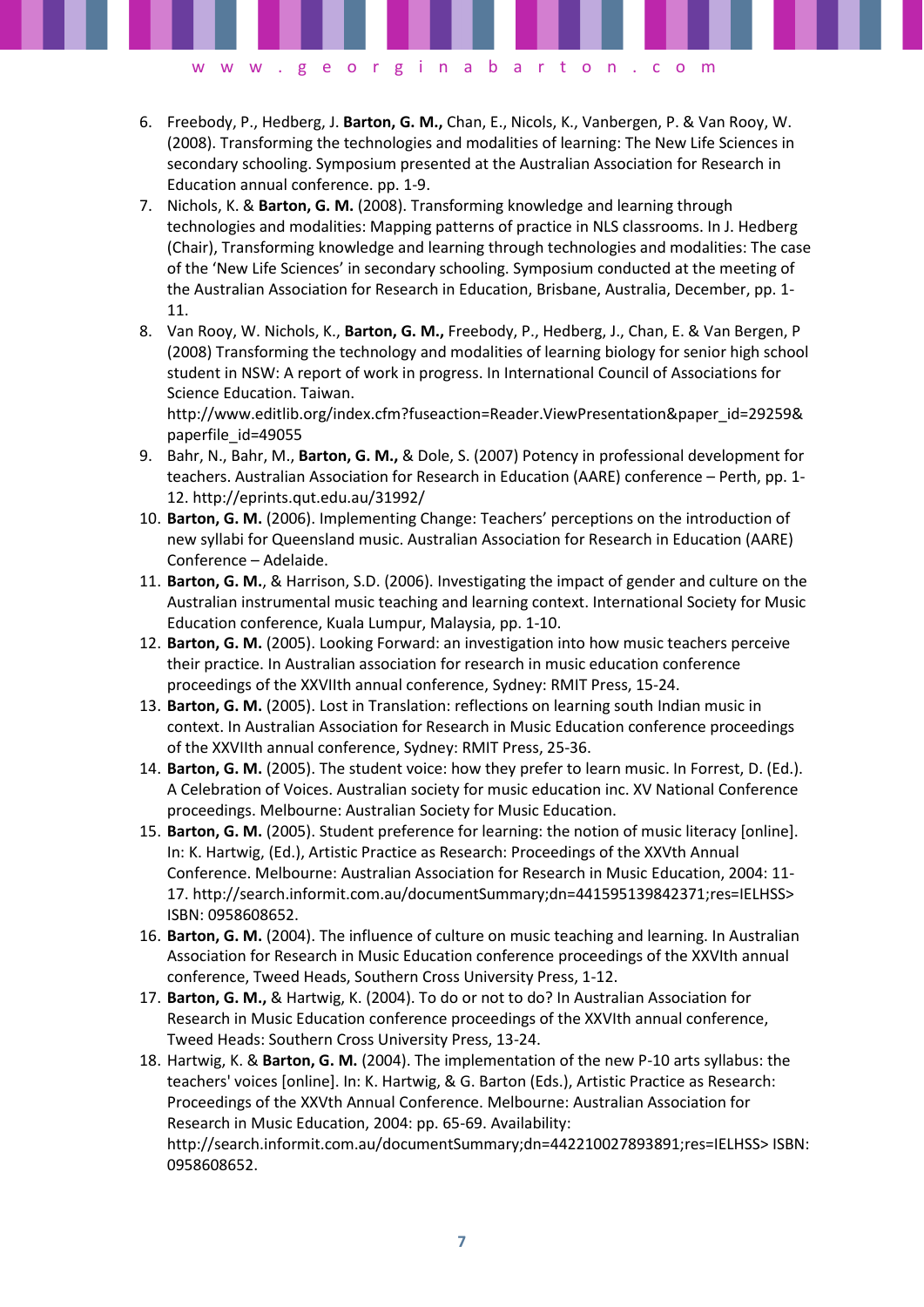6. Freebody, P., Hedberg, J. **Barton, G. M.,** Chan, E., Nicols, K., Vanbergen, P. & Van Rooy, W. (2008). Transforming the technologies and modalities of learning: The New Life Sciences in secondary schooling. Symposium presented at the Australian Association for Research in Education annual conference. pp. 1-9.
7. Nichols, K. & **Barton, G. M.** (2008). Transforming knowledge and learning through technologies and modalities: Mapping patterns of practice in NLS classrooms. In J. Hedberg (Chair), Transforming knowledge and learning through technologies and modalities: The case of the 'New Life Sciences' in secondary schooling. Symposium conducted at the meeting of the Australian Association for Research in Education, Brisbane, Australia, December, pp. 1-11.
8. Van Rooy, W. Nichols, K., **Barton, G. M.,** Freebody, P., Hedberg, J., Chan, E. & Van Bergen, P (2008) Transforming the technology and modalities of learning biology for senior high school student in NSW: A report of work in progress. In International Council of Associations for Science Education. Taiwan. http://www.editlib.org/index.cfm?fuseaction=Reader.ViewPresentation&paper_id=29259&paperfile_id=49055
9. Bahr, N., Bahr, M., **Barton, G. M.,** & Dole, S. (2007) Potency in professional development for teachers. Australian Association for Research in Education (AARE) conference – Perth, pp. 1-12. http://eprints.qut.edu.au/31992/
10. **Barton, G. M.** (2006). Implementing Change: Teachers' perceptions on the introduction of new syllabi for Queensland music. Australian Association for Research in Education (AARE) Conference – Adelaide.
11. **Barton, G. M.**, & Harrison, S.D. (2006). Investigating the impact of gender and culture on the Australian instrumental music teaching and learning context. International Society for Music Education conference, Kuala Lumpur, Malaysia, pp. 1-10.
12. **Barton, G. M.** (2005). Looking Forward: an investigation into how music teachers perceive their practice. In Australian association for research in music education conference proceedings of the XXVIIth annual conference, Sydney: RMIT Press, 15-24.
13. **Barton, G. M.** (2005). Lost in Translation: reflections on learning south Indian music in context. In Australian Association for Research in Music Education conference proceedings of the XXVIIth annual conference, Sydney: RMIT Press, 25-36.
14. **Barton, G. M.** (2005). The student voice: how they prefer to learn music. In Forrest, D. (Ed.). A Celebration of Voices. Australian society for music education inc. XV National Conference proceedings. Melbourne: Australian Society for Music Education.
15. **Barton, G. M.** (2005). Student preference for learning: the notion of music literacy [online]. In: K. Hartwig, (Ed.), Artistic Practice as Research: Proceedings of the XXVth Annual Conference. Melbourne: Australian Association for Research in Music Education, 2004: 11-17. http://search.informit.com.au/documentSummary;dn=441595139842371;res=IELHSS> ISBN: 0958608652.
16. **Barton, G. M.** (2004). The influence of culture on music teaching and learning. In Australian Association for Research in Music Education conference proceedings of the XXVIth annual conference, Tweed Heads, Southern Cross University Press, 1-12.
17. **Barton, G. M.,** & Hartwig, K. (2004). To do or not to do? In Australian Association for Research in Music Education conference proceedings of the XXVIth annual conference, Tweed Heads: Southern Cross University Press, 13-24.
18. Hartwig, K. & **Barton, G. M.** (2004). The implementation of the new P-10 arts syllabus: the teachers' voices [online]. In: K. Hartwig, & G. Barton (Eds.), Artistic Practice as Research: Proceedings of the XXVth Annual Conference. Melbourne: Australian Association for Research in Music Education, 2004: pp. 65-69. Availability: http://search.informit.com.au/documentSummary;dn=442210027893891;res=IELHSS> ISBN: 0958608652.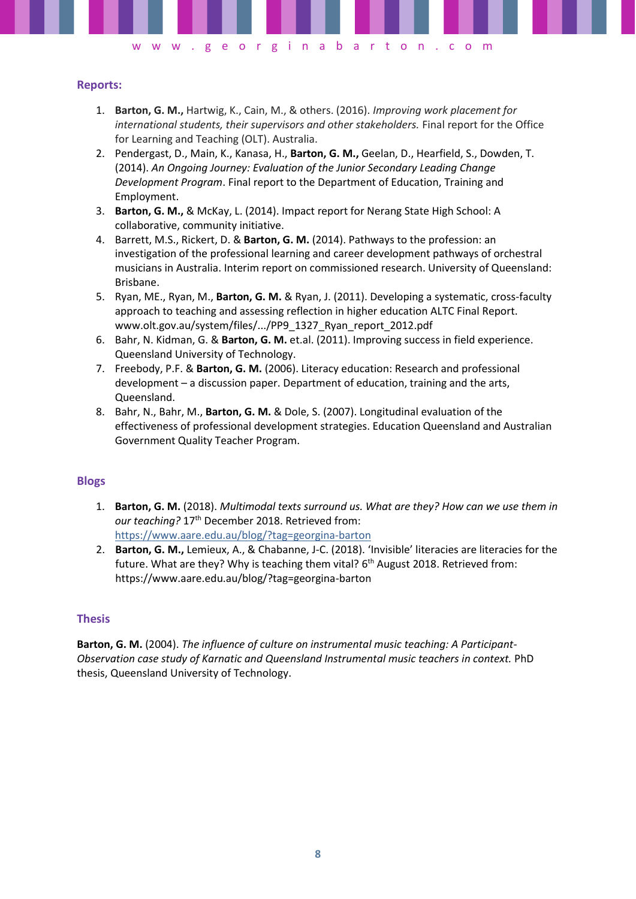## Reports:

1. **Barton, G. M.,** Hartwig, K., Cain, M., & others. (2016). *Improving work placement for international students, their supervisors and other stakeholders.* Final report for the Office for Learning and Teaching (OLT). Australia.
2. Pendergast, D., Main, K., Kanasa, H., **Barton, G. M.,** Geelan, D., Hearfield, S., Dowden, T. (2014). *An Ongoing Journey: Evaluation of the Junior Secondary Leading Change Development Program*. Final report to the Department of Education, Training and Employment.
3. **Barton, G. M.,** & McKay, L. (2014). Impact report for Nerang State High School: A collaborative, community initiative.
4. Barrett, M.S., Rickert, D. & **Barton, G. M.** (2014). Pathways to the profession: an investigation of the professional learning and career development pathways of orchestral musicians in Australia. Interim report on commissioned research. University of Queensland: Brisbane.
5. Ryan, ME., Ryan, M., **Barton, G. M.** & Ryan, J. (2011). Developing a systematic, cross-faculty approach to teaching and assessing reflection in higher education ALTC Final Report. www.olt.gov.au/system/files/.../PP9_1327_Ryan_report_2012.pdf
6. Bahr, N. Kidman, G. & **Barton, G. M.** et.al. (2011). Improving success in field experience. Queensland University of Technology.
7. Freebody, P.F. & **Barton, G. M.** (2006). Literacy education: Research and professional development – a discussion paper. Department of education, training and the arts, Queensland.
8. Bahr, N., Bahr, M., **Barton, G. M.** & Dole, S. (2007). Longitudinal evaluation of the effectiveness of professional development strategies. Education Queensland and Australian Government Quality Teacher Program.

## Blogs

1. **Barton, G. M.** (2018). *Multimodal texts surround us. What are they? How can we use them in our teaching?* 17th December 2018. Retrieved from: https://www.aare.edu.au/blog/?tag=georgina-barton
2. **Barton, G. M.,** Lemieux, A., & Chabanne, J-C. (2018). 'Invisible' literacies are literacies for the future. What are they? Why is teaching them vital? 6th August 2018. Retrieved from: https://www.aare.edu.au/blog/?tag=georgina-barton

## Thesis

**Barton, G. M.** (2004). *The influence of culture on instrumental music teaching: A Participant-Observation case study of Karnatic and Queensland Instrumental music teachers in context.* PhD thesis, Queensland University of Technology.